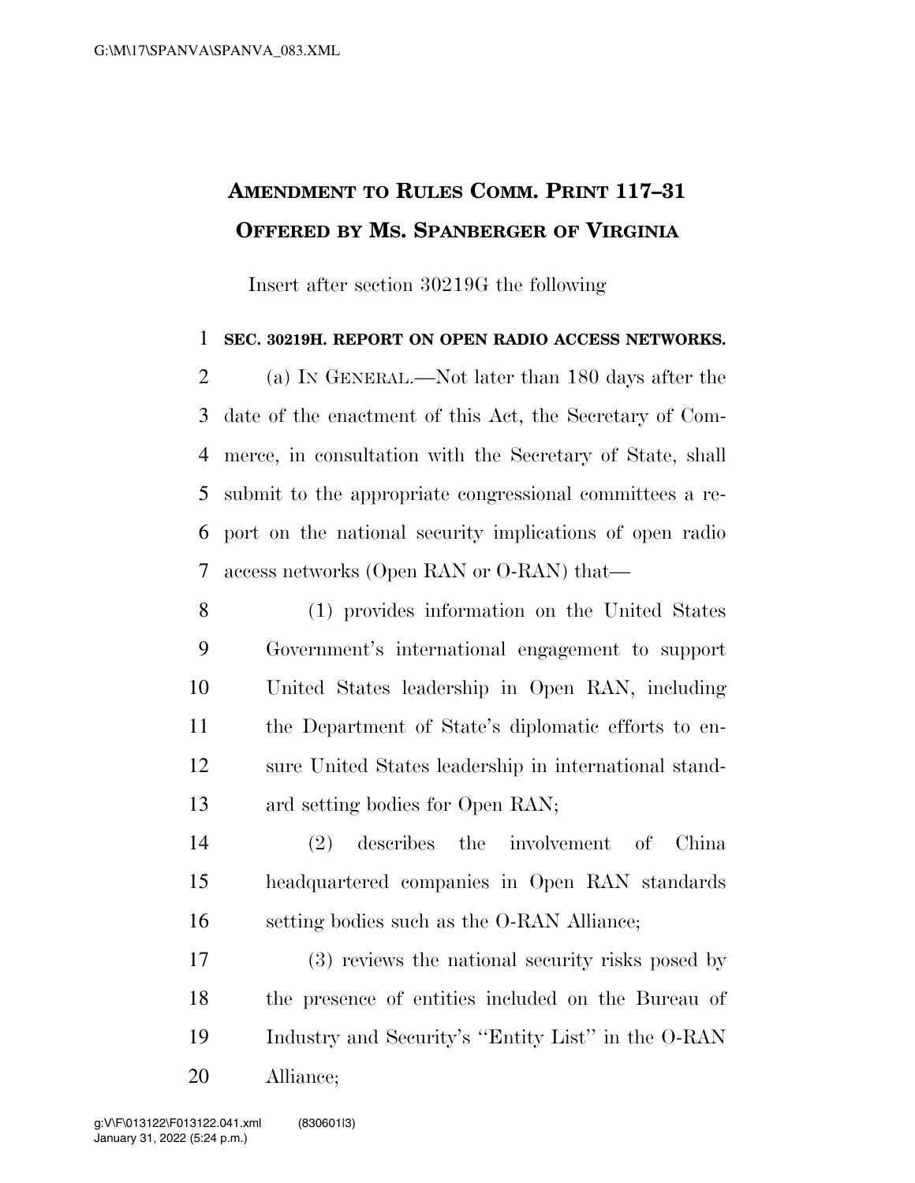# AMENDMENT TO RULES COMM. PRINT 117–31 OFFERED BY MS. SPANBERGER OF VIRGINIA

Insert after section 30219G the following

**SEC. 30219H. REPORT ON OPEN RADIO ACCESS NETWORKS.**

(a) IN GENERAL.—Not later than 180 days after the date of the enactment of this Act, the Secretary of Commerce, in consultation with the Secretary of State, shall submit to the appropriate congressional committees a report on the national security implications of open radio access networks (Open RAN or O-RAN) that—

(1) provides information on the United States Government's international engagement to support United States leadership in Open RAN, including the Department of State's diplomatic efforts to ensure United States leadership in international standard setting bodies for Open RAN;

(2) describes the involvement of China headquartered companies in Open RAN standards setting bodies such as the O-RAN Alliance;

(3) reviews the national security risks posed by the presence of entities included on the Bureau of Industry and Security's ''Entity List'' in the O-RAN Alliance;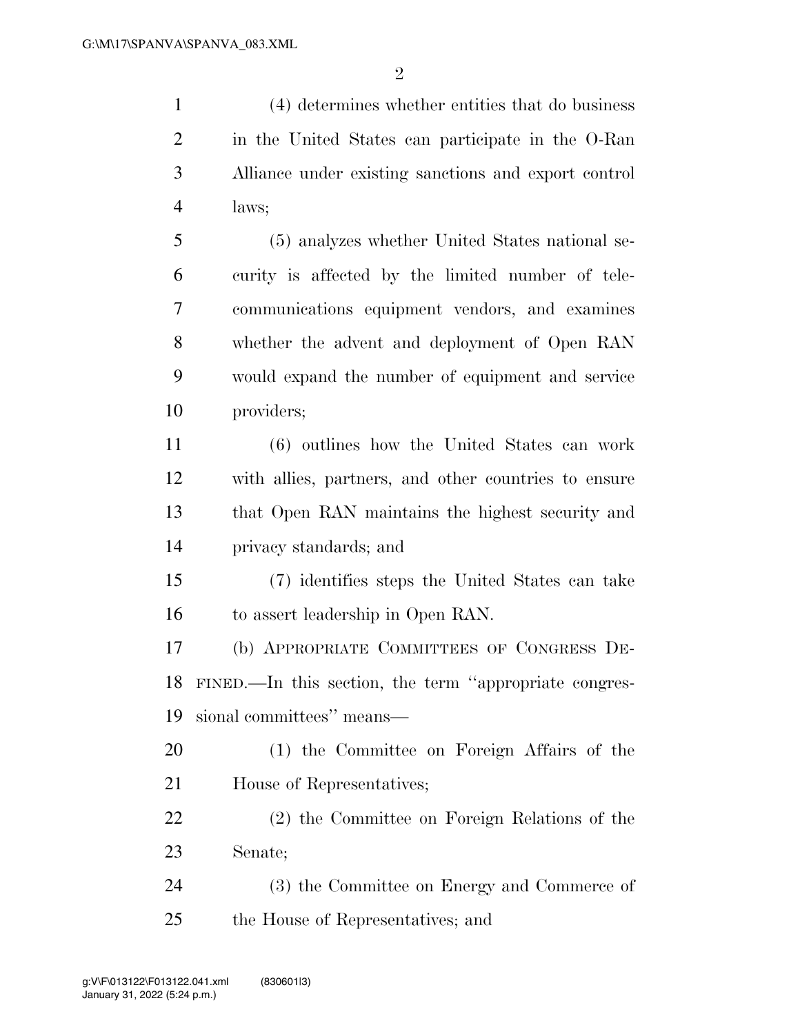(4) determines whether entities that do business in the United States can participate in the O-Ran Alliance under existing sanctions and export control laws;

(5) analyzes whether United States national security is affected by the limited number of telecommunications equipment vendors, and examines whether the advent and deployment of Open RAN would expand the number of equipment and service providers;

(6) outlines how the United States can work with allies, partners, and other countries to ensure that Open RAN maintains the highest security and privacy standards; and

(7) identifies steps the United States can take to assert leadership in Open RAN.

(b) APPROPRIATE COMMITTEES OF CONGRESS DEFINED.—In this section, the term "appropriate congressional committees" means—

(1) the Committee on Foreign Affairs of the House of Representatives;

(2) the Committee on Foreign Relations of the Senate;

(3) the Committee on Energy and Commerce of the House of Representatives; and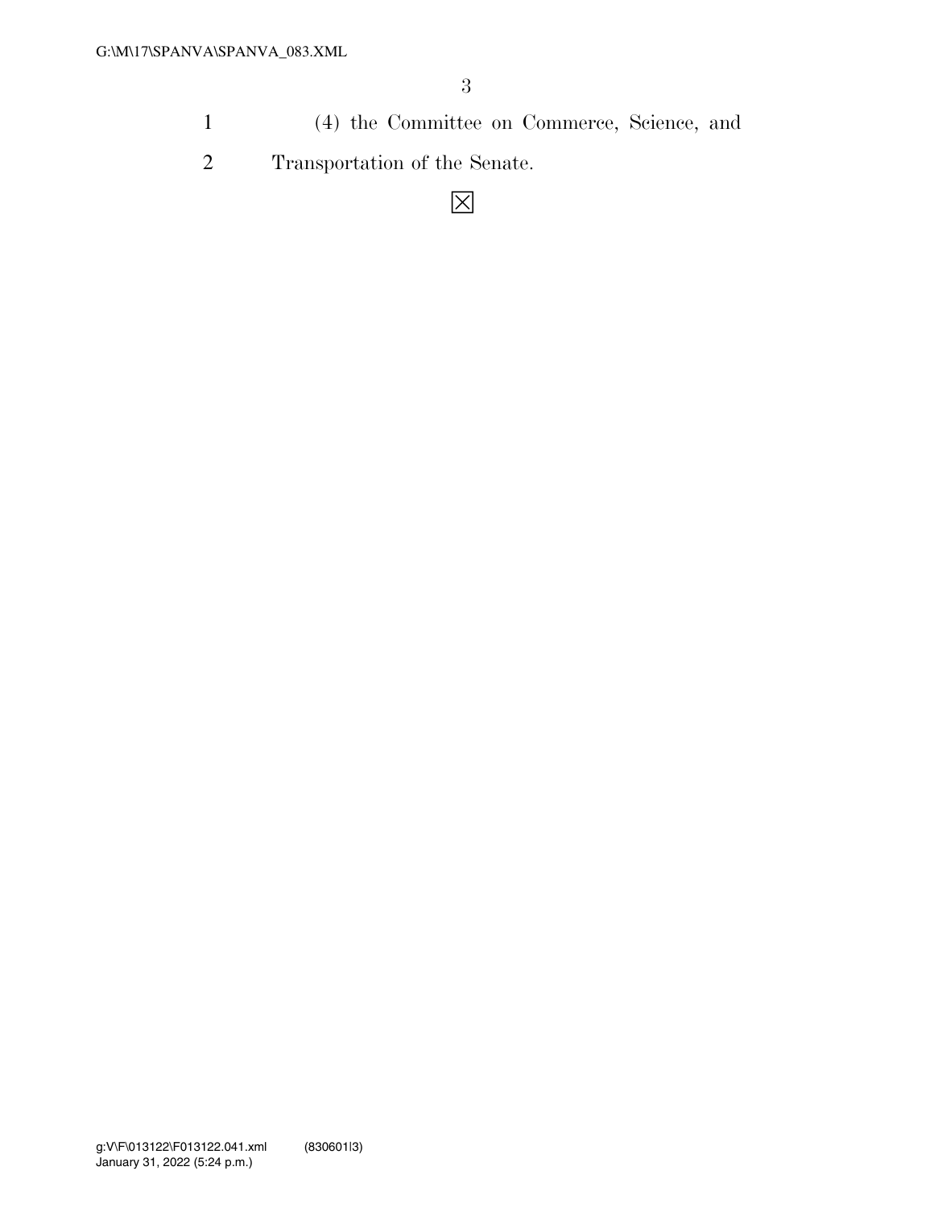(4) the Committee on Commerce, Science, and Transportation of the Senate.